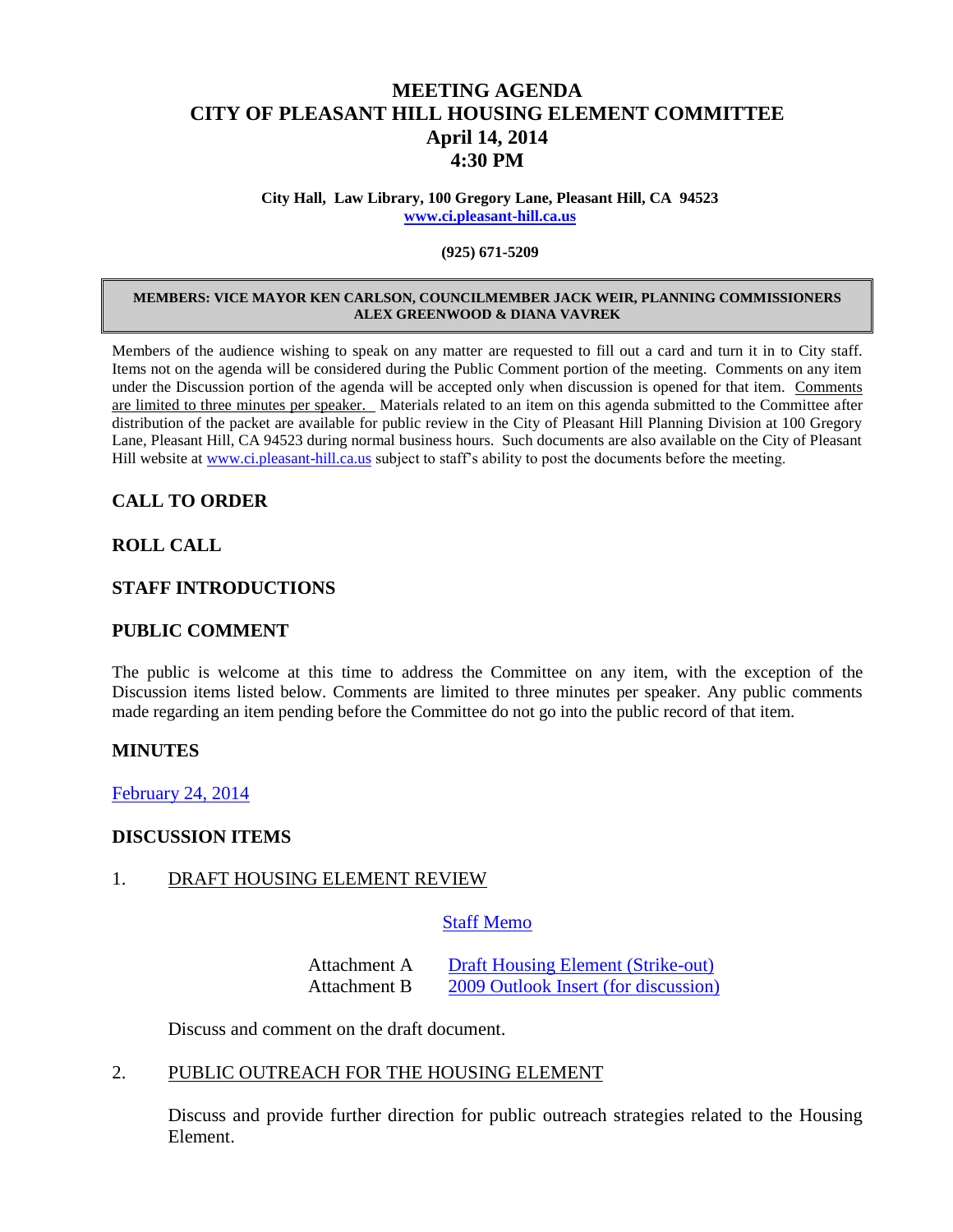# MEETING AGENDA
# CITY OF PLEASANT HILL HOUSING ELEMENT COMMITTEE
# April 14, 2014
# 4:30 PM

**City Hall, Law Library, 100 Gregory Lane, Pleasant Hill, CA 94523**
**www.ci.pleasant-hill.ca.us**

**(925) 671-5209**

**MEMBERS: VICE MAYOR KEN CARLSON, COUNCILMEMBER JACK WEIR, PLANNING COMMISSIONERS ALEX GREENWOOD & DIANA VAVREK**

Members of the audience wishing to speak on any matter are requested to fill out a card and turn it in to City staff. Items not on the agenda will be considered during the Public Comment portion of the meeting. Comments on any item under the Discussion portion of the agenda will be accepted only when discussion is opened for that item. Comments are limited to three minutes per speaker. Materials related to an item on this agenda submitted to the Committee after distribution of the packet are available for public review in the City of Pleasant Hill Planning Division at 100 Gregory Lane, Pleasant Hill, CA 94523 during normal business hours. Such documents are also available on the City of Pleasant Hill website at www.ci.pleasant-hill.ca.us subject to staff's ability to post the documents before the meeting.

## CALL TO ORDER

## ROLL CALL

## STAFF INTRODUCTIONS

## PUBLIC COMMENT

The public is welcome at this time to address the Committee on any item, with the exception of the Discussion items listed below. Comments are limited to three minutes per speaker. Any public comments made regarding an item pending before the Committee do not go into the public record of that item.

## MINUTES

February 24, 2014

## DISCUSSION ITEMS

1. DRAFT HOUSING ELEMENT REVIEW

   Staff Memo

   Attachment A — Draft Housing Element (Strike-out)
   Attachment B — 2009 Outlook Insert (for discussion)

   Discuss and comment on the draft document.

2. PUBLIC OUTREACH FOR THE HOUSING ELEMENT

   Discuss and provide further direction for public outreach strategies related to the Housing Element.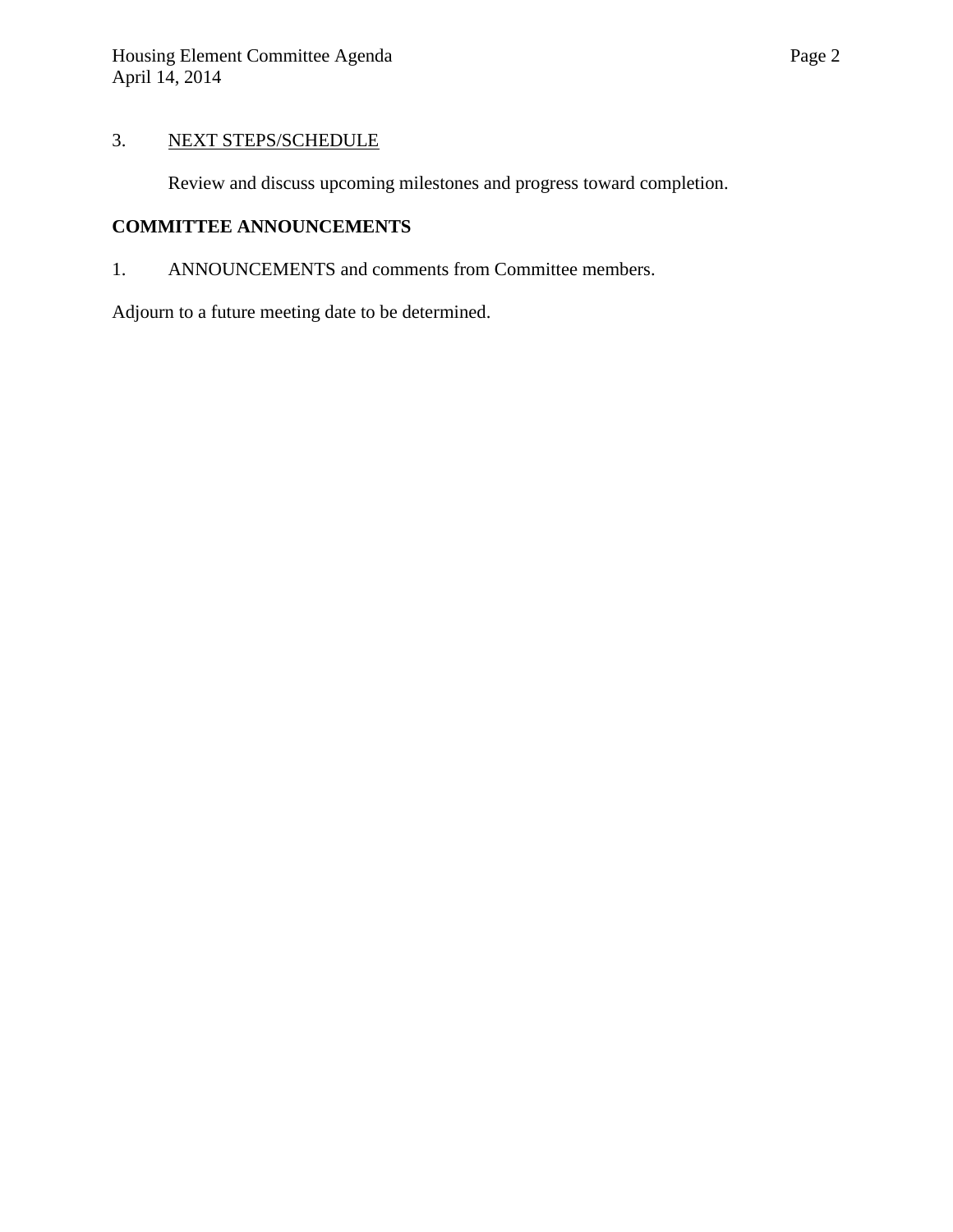3. <u>NEXT STEPS/SCHEDULE</u>

Review and discuss upcoming milestones and progress toward completion.

**COMMITTEE ANNOUNCEMENTS**

1. ANNOUNCEMENTS and comments from Committee members.

Adjourn to a future meeting date to be determined.